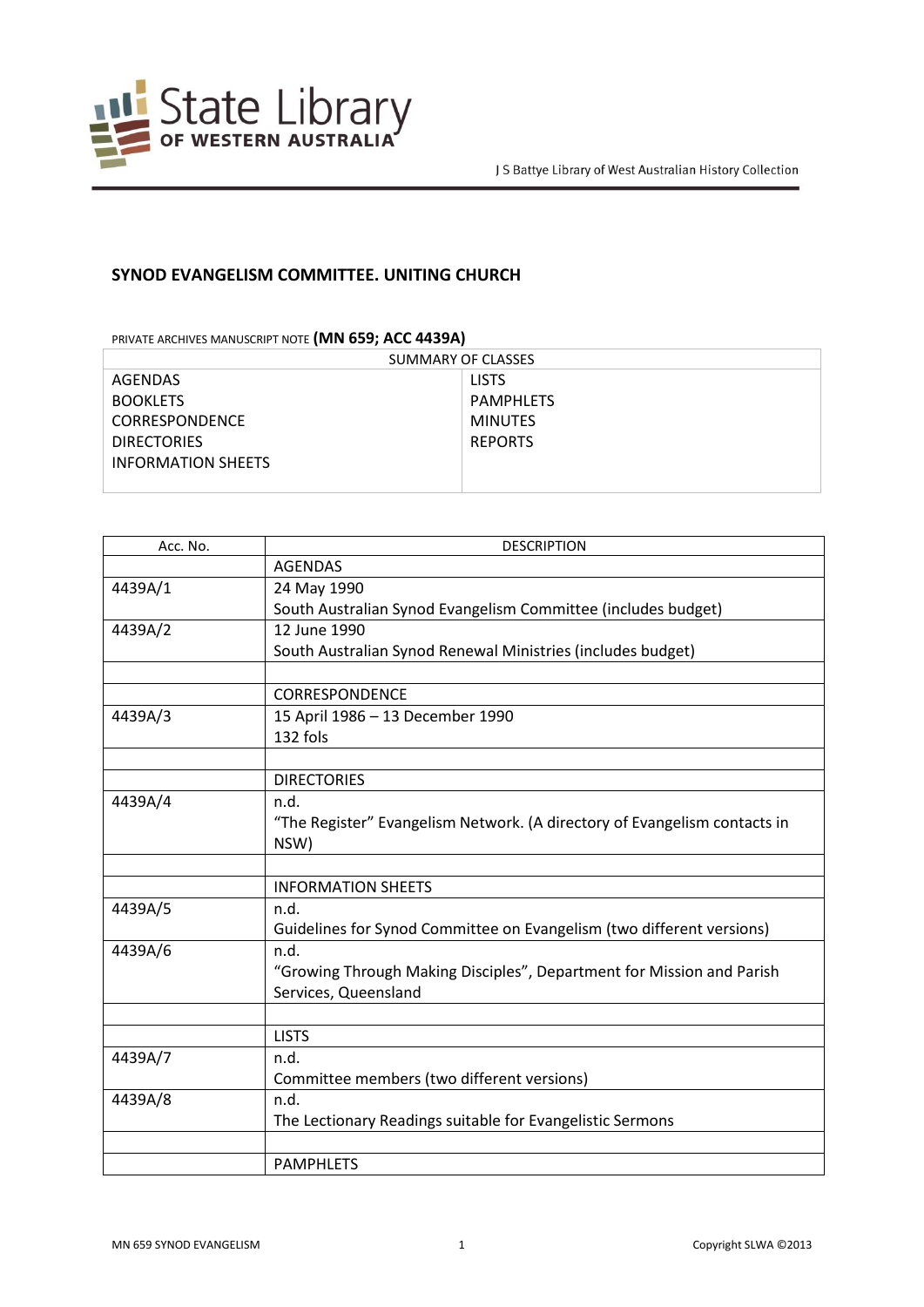# SYNOD EVANGELISM COMMITTEE. UNITING CHURCH

PRIVATE ARCHIVES MANUSCRIPT NOTE **(MN 659; ACC 4439A)**

| SUMMARY OF CLASSES | |
|---|---|
| AGENDAS | LISTS |
| BOOKLETS | PAMPHLETS |
| CORRESPONDENCE | MINUTES |
| DIRECTORIES | REPORTS |
| INFORMATION SHEETS | |

| Acc. No. | DESCRIPTION |
|---|---|
| | AGENDAS |
| 4439A/1 | 24 May 1990<br>South Australian Synod Evangelism Committee (includes budget) |
| 4439A/2 | 12 June 1990<br>South Australian Synod Renewal Ministries (includes budget) |
| | |
| | CORRESPONDENCE |
| 4439A/3 | 15 April 1986 – 13 December 1990<br>132 fols |
| | |
| | DIRECTORIES |
| 4439A/4 | n.d.<br>"The Register" Evangelism Network. (A directory of Evangelism contacts in NSW) |
| | |
| | INFORMATION SHEETS |
| 4439A/5 | n.d.<br>Guidelines for Synod Committee on Evangelism (two different versions) |
| 4439A/6 | n.d.<br>"Growing Through Making Disciples", Department for Mission and Parish Services, Queensland |
| | |
| | LISTS |
| 4439A/7 | n.d.<br>Committee members (two different versions) |
| 4439A/8 | n.d.<br>The Lectionary Readings suitable for Evangelistic Sermons |
| | |
| | PAMPHLETS |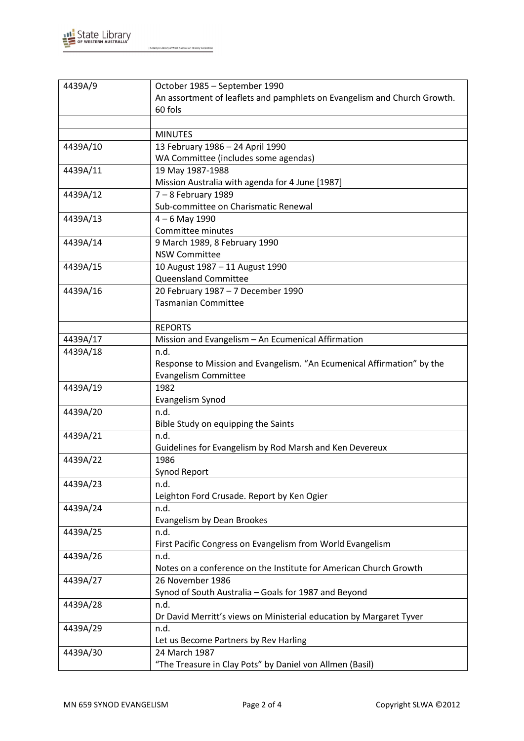| | |
|---|---|
| 4439A/9 | October 1985 – September 1990<br>An assortment of leaflets and pamphlets on Evangelism and Church Growth.<br>60 fols |
| | |
| | MINUTES |
| 4439A/10 | 13 February 1986 – 24 April 1990<br>WA Committee (includes some agendas) |
| 4439A/11 | 19 May 1987-1988<br>Mission Australia with agenda for 4 June [1987] |
| 4439A/12 | 7 – 8 February 1989<br>Sub-committee on Charismatic Renewal |
| 4439A/13 | 4 – 6 May 1990<br>Committee minutes |
| 4439A/14 | 9 March 1989, 8 February 1990<br>NSW Committee |
| 4439A/15 | 10 August 1987 – 11 August 1990<br>Queensland Committee |
| 4439A/16 | 20 February 1987 – 7 December 1990<br>Tasmanian Committee |
| | |
| | REPORTS |
| 4439A/17 | Mission and Evangelism – An Ecumenical Affirmation |
| 4439A/18 | n.d.<br>Response to Mission and Evangelism. "An Ecumenical Affirmation" by the Evangelism Committee |
| 4439A/19 | 1982<br>Evangelism Synod |
| 4439A/20 | n.d.<br>Bible Study on equipping the Saints |
| 4439A/21 | n.d.<br>Guidelines for Evangelism by Rod Marsh and Ken Devereux |
| 4439A/22 | 1986<br>Synod Report |
| 4439A/23 | n.d.<br>Leighton Ford Crusade. Report by Ken Ogier |
| 4439A/24 | n.d.<br>Evangelism by Dean Brookes |
| 4439A/25 | n.d.<br>First Pacific Congress on Evangelism from World Evangelism |
| 4439A/26 | n.d.<br>Notes on a conference on the Institute for American Church Growth |
| 4439A/27 | 26 November 1986<br>Synod of South Australia – Goals for 1987 and Beyond |
| 4439A/28 | n.d.<br>Dr David Merritt's views on Ministerial education by Margaret Tyver |
| 4439A/29 | n.d.<br>Let us Become Partners by Rev Harling |
| 4439A/30 | 24 March 1987<br>"The Treasure in Clay Pots" by Daniel von Allmen (Basil) |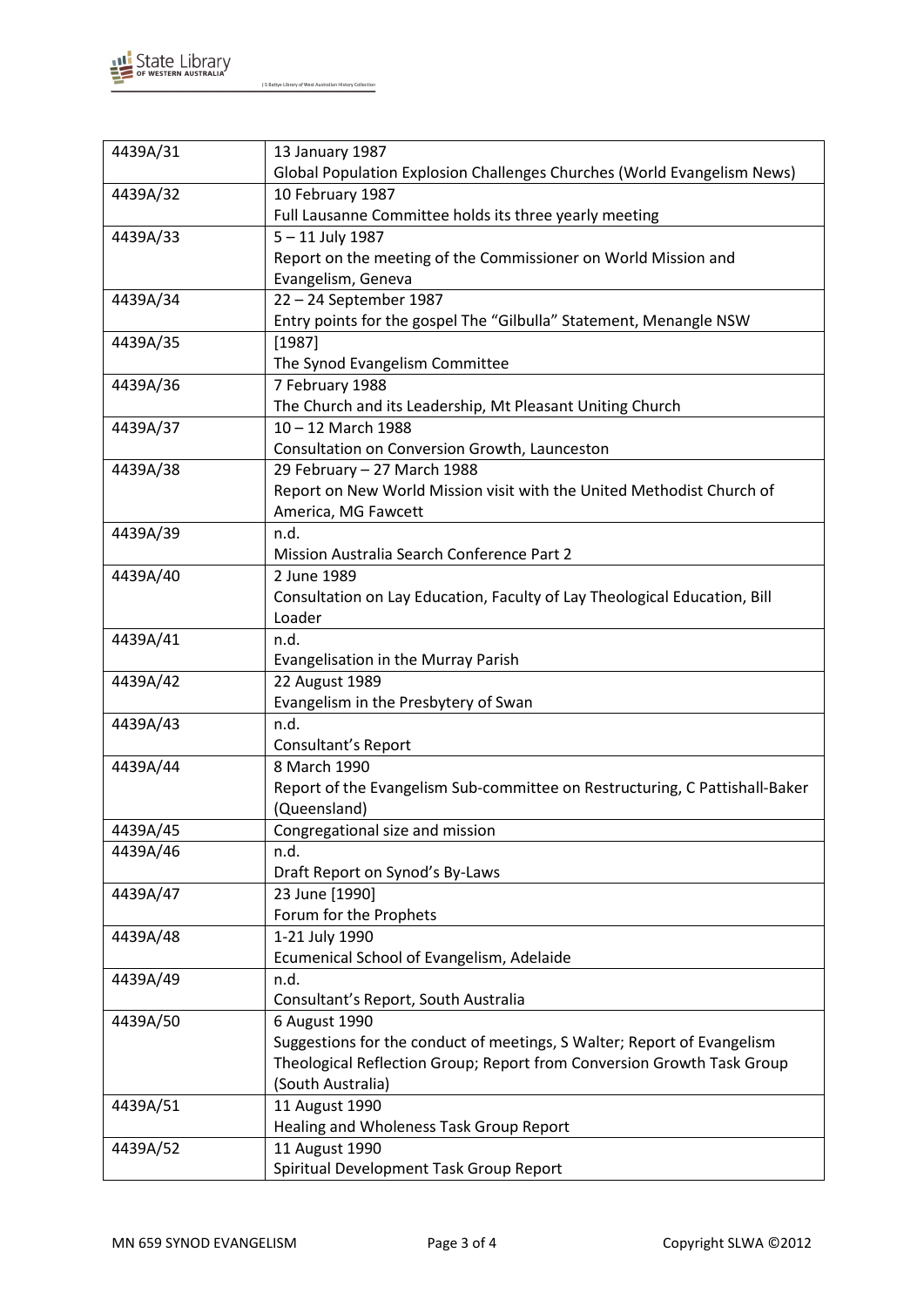| | |
|---|---|
| 4439A/31 | 13 January 1987<br>Global Population Explosion Challenges Churches (World Evangelism News) |
| 4439A/32 | 10 February 1987<br>Full Lausanne Committee holds its three yearly meeting |
| 4439A/33 | 5 – 11 July 1987<br>Report on the meeting of the Commissioner on World Mission and Evangelism, Geneva |
| 4439A/34 | 22 – 24 September 1987<br>Entry points for the gospel The "Gilbulla" Statement, Menangle NSW |
| 4439A/35 | [1987]<br>The Synod Evangelism Committee |
| 4439A/36 | 7 February 1988<br>The Church and its Leadership, Mt Pleasant Uniting Church |
| 4439A/37 | 10 – 12 March 1988<br>Consultation on Conversion Growth, Launceston |
| 4439A/38 | 29 February – 27 March 1988<br>Report on New World Mission visit with the United Methodist Church of America, MG Fawcett |
| 4439A/39 | n.d.<br>Mission Australia Search Conference Part 2 |
| 4439A/40 | 2 June 1989<br>Consultation on Lay Education, Faculty of Lay Theological Education, Bill Loader |
| 4439A/41 | n.d.<br>Evangelisation in the Murray Parish |
| 4439A/42 | 22 August 1989<br>Evangelism in the Presbytery of Swan |
| 4439A/43 | n.d.<br>Consultant's Report |
| 4439A/44 | 8 March 1990<br>Report of the Evangelism Sub-committee on Restructuring, C Pattishall-Baker (Queensland) |
| 4439A/45 | Congregational size and mission |
| 4439A/46 | n.d.<br>Draft Report on Synod's By-Laws |
| 4439A/47 | 23 June [1990]<br>Forum for the Prophets |
| 4439A/48 | 1-21 July 1990<br>Ecumenical School of Evangelism, Adelaide |
| 4439A/49 | n.d.<br>Consultant's Report, South Australia |
| 4439A/50 | 6 August 1990<br>Suggestions for the conduct of meetings, S Walter; Report of Evangelism Theological Reflection Group; Report from Conversion Growth Task Group (South Australia) |
| 4439A/51 | 11 August 1990<br>Healing and Wholeness Task Group Report |
| 4439A/52 | 11 August 1990<br>Spiritual Development Task Group Report |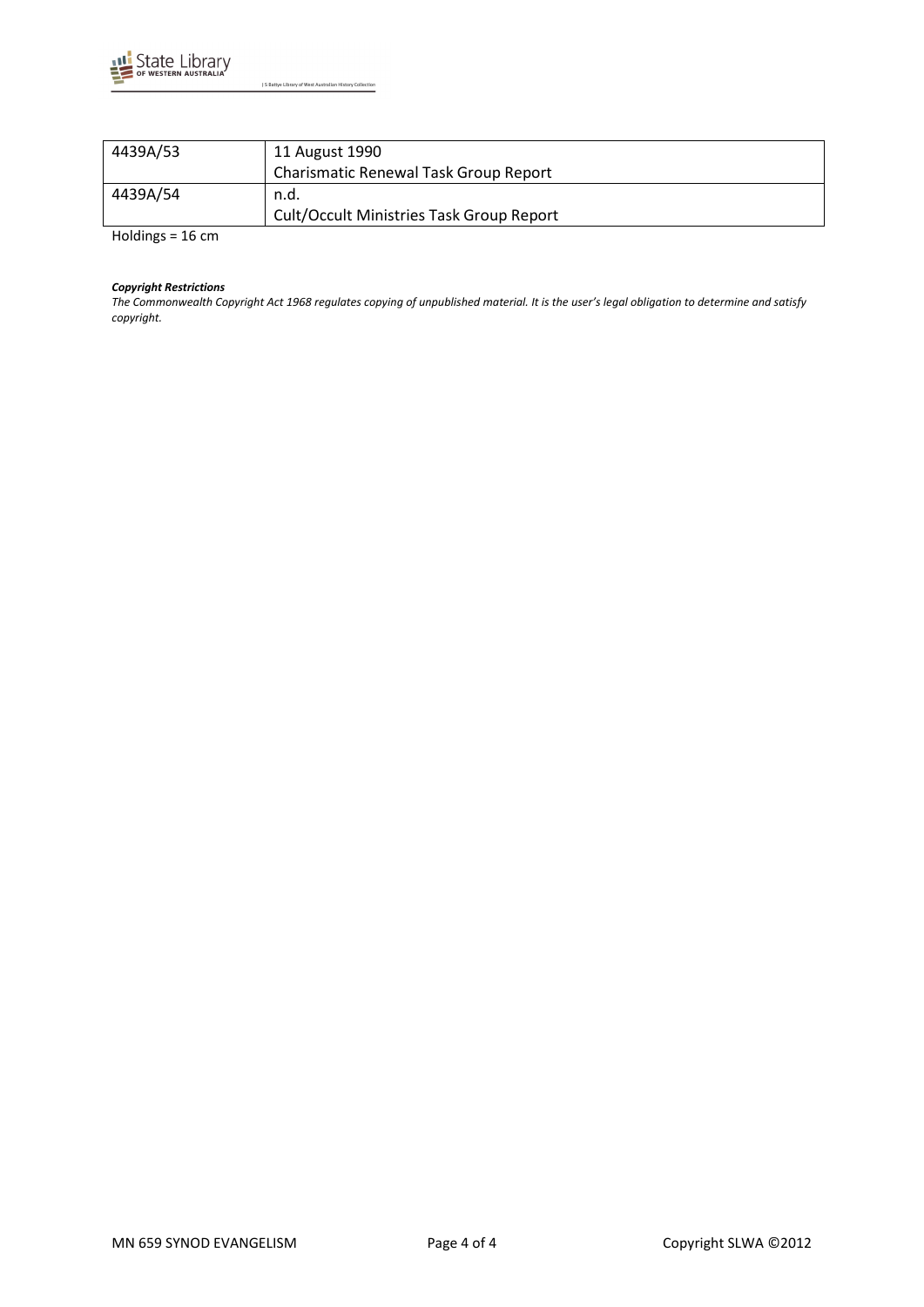| | |
|---|---|
| 4439A/53 | 11 August 1990<br>Charismatic Renewal Task Group Report |
| 4439A/54 | n.d.<br>Cult/Occult Ministries Task Group Report |

Holdings = 16 cm

***Copyright Restrictions***

*The Commonwealth Copyright Act 1968 regulates copying of unpublished material. It is the user's legal obligation to determine and satisfy copyright.*